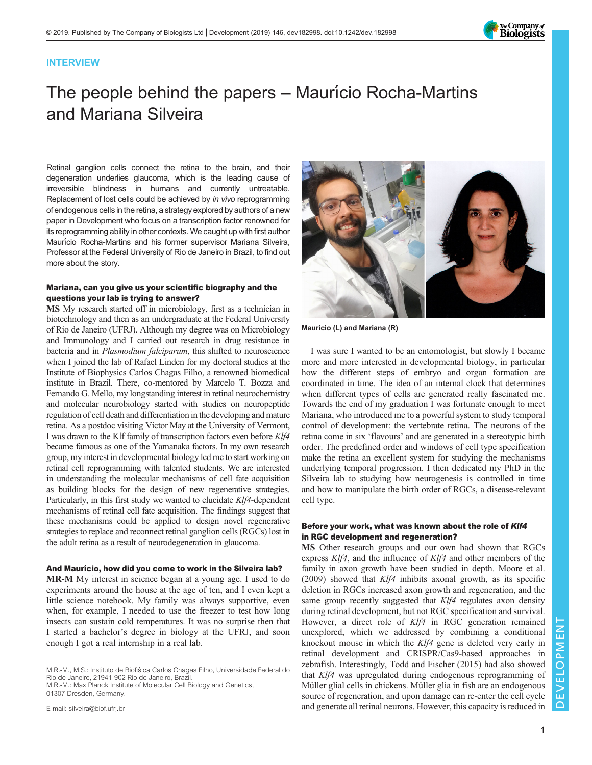INTERVIEW

# The people behind the papers – Maurício Rocha-Martins and Mariana Silveira

Retinal ganglion cells connect the retina to the brain, and their degeneration underlies glaucoma, which is the leading cause of irreversible blindness in humans and currently untreatable. Replacement of lost cells could be achieved by *in vivo* reprogramming of endogenous cells in the retina, a strategy explored by authors of a new paper in Development who focus on a transcription factor renowned for its reprogramming ability in other contexts. We caught up with first author Maurício Rocha-Martins and his former supervisor Mariana Silveira, Professor at the Federal University of Rio de Janeiro in Brazil, to find out more about the story.

Maurício (L) and Mariana (R)

### Mariana, can you give us your scientific biography and the questions your lab is trying to answer?

**MS** My research started off in microbiology, first as a technician in biotechnology and then as an undergraduate at the Federal University of Rio de Janeiro (UFRJ). Although my degree was on Microbiology and Immunology and I carried out research in drug resistance in bacteria and in *Plasmodium falciparum*, this shifted to neuroscience when I joined the lab of Rafael Linden for my doctoral studies at the Institute of Biophysics Carlos Chagas Filho, a renowned biomedical institute in Brazil. There, co-mentored by Marcelo T. Bozza and Fernando G. Mello, my longstanding interest in retinal neurochemistry and molecular neurobiology started with studies on neuropeptide regulation of cell death and differentiation in the developing and mature retina. As a postdoc visiting Victor May at the University of Vermont, I was drawn to the Klf family of transcription factors even before *Klf4* became famous as one of the Yamanaka factors. In my own research group, my interest in developmental biology led me to start working on retinal cell reprogramming with talented students. We are interested in understanding the molecular mechanisms of cell fate acquisition as building blocks for the design of new regenerative strategies. Particularly, in this first study we wanted to elucidate *Klf4*-dependent mechanisms of retinal cell fate acquisition. The findings suggest that these mechanisms could be applied to design novel regenerative strategies to replace and reconnect retinal ganglion cells (RGCs) lost in the adult retina as a result of neurodegeneration in glaucoma.

### And Maurício, how did you come to work in the Silveira lab?

**MR-M** My interest in science began at a young age. I used to do experiments around the house at the age of ten, and I even kept a little science notebook. My family was always supportive, even when, for example, I needed to use the freezer to test how long insects can sustain cold temperatures. It was no surprise then that I started a bachelor's degree in biology at the UFRJ, and soon enough I got a real internship in a real lab.

I was sure I wanted to be an entomologist, but slowly I became more and more interested in developmental biology, in particular how the different steps of embryo and organ formation are coordinated in time. The idea of an internal clock that determines when different types of cells are generated really fascinated me. Towards the end of my graduation I was fortunate enough to meet Mariana, who introduced me to a powerful system to study temporal control of development: the vertebrate retina. The neurons of the retina come in six 'flavours' and are generated in a stereotypic birth order. The predefined order and windows of cell type specification make the retina an excellent system for studying the mechanisms underlying temporal progression. I then dedicated my PhD in the Silveira lab to studying how neurogenesis is controlled in time and how to manipulate the birth order of RGCs, a disease-relevant cell type.

### Before your work, what was known about the role of *Klf4* in RGC development and regeneration?

**MS** Other research groups and our own had shown that RGCs express *Klf4*, and the influence of *Klf4* and other members of the family in axon growth have been studied in depth. Moore et al. (2009) showed that *Klf4* inhibits axonal growth, as its specific deletion in RGCs increased axon growth and regeneration, and the same group recently suggested that *Klf4* regulates axon density during retinal development, but not RGC specification and survival. However, a direct role of *Klf4* in RGC generation remained unexplored, which we addressed by combining a conditional knockout mouse in which the *Klf4* gene is deleted very early in retinal development and CRISPR/Cas9-based approaches in zebrafish. Interestingly, Todd and Fischer (2015) had also showed that *Klf4* was upregulated during endogenous reprogramming of Müller glial cells in chickens. Müller glia in fish are an endogenous source of regeneration, and upon damage can re-enter the cell cycle and generate all retinal neurons. However, this capacity is reduced in

M.R.-M., M.S.: Instituto de Biofiśica Carlos Chagas Filho, Universidade Federal do Rio de Janeiro, 21941-902 Rio de Janeiro, Brazil.
M.R.-M.: Max Planck Institute of Molecular Cell Biology and Genetics, 01307 Dresden, Germany.

E-mail: silveira@biof.ufrj.br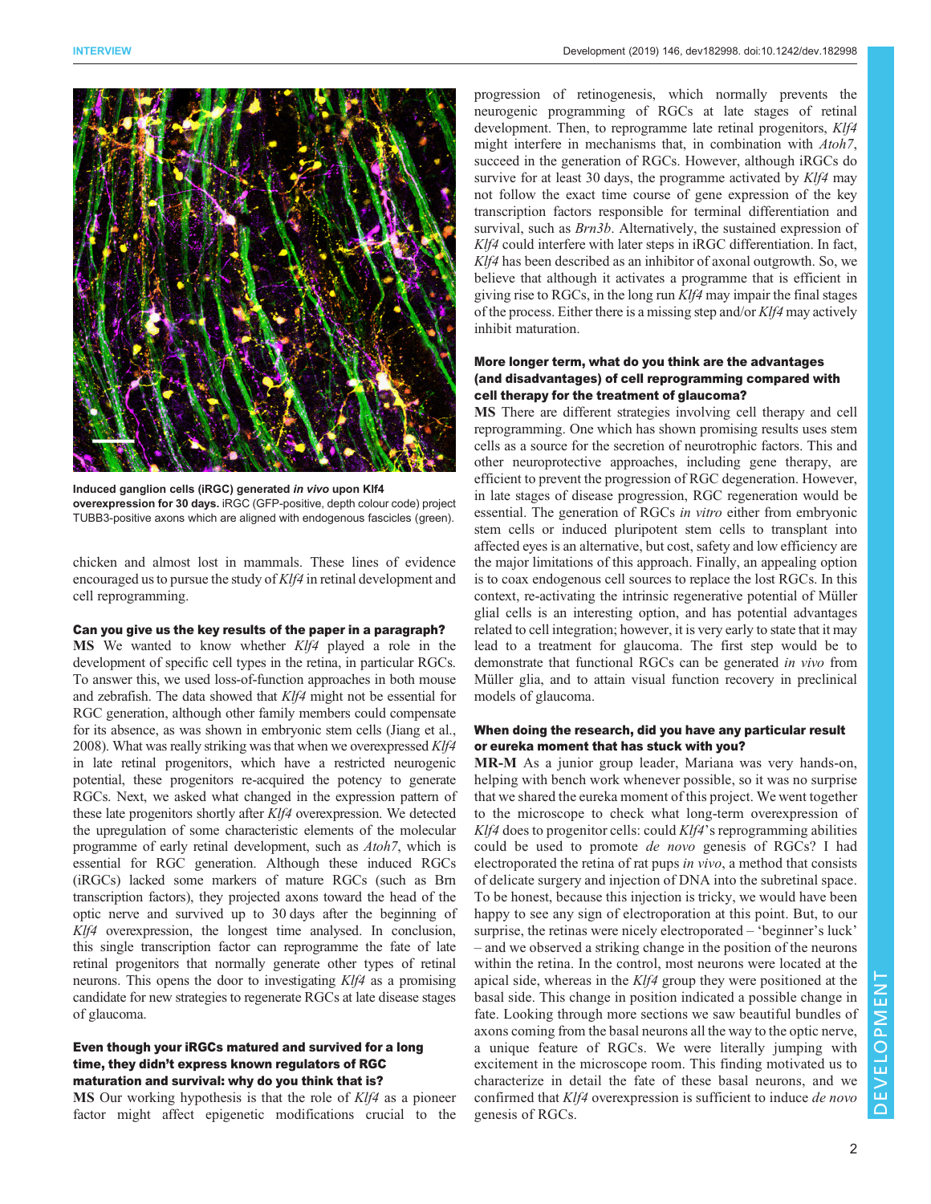**Induced ganglion cells (iRGC) generated *in vivo* upon Klf4 overexpression for 30 days.** iRGC (GFP-positive, depth colour code) project TUBB3-positive axons which are aligned with endogenous fascicles (green).

chicken and almost lost in mammals. These lines of evidence encouraged us to pursue the study of *Klf4* in retinal development and cell reprogramming.

**Can you give us the key results of the paper in a paragraph?**

**MS** We wanted to know whether *Klf4* played a role in the development of specific cell types in the retina, in particular RGCs. To answer this, we used loss-of-function approaches in both mouse and zebrafish. The data showed that *Klf4* might not be essential for RGC generation, although other family members could compensate for its absence, as was shown in embryonic stem cells (Jiang et al., 2008). What was really striking was that when we overexpressed *Klf4* in late retinal progenitors, which have a restricted neurogenic potential, these progenitors re-acquired the potency to generate RGCs. Next, we asked what changed in the expression pattern of these late progenitors shortly after *Klf4* overexpression. We detected the upregulation of some characteristic elements of the molecular programme of early retinal development, such as *Atoh7*, which is essential for RGC generation. Although these induced RGCs (iRGCs) lacked some markers of mature RGCs (such as Brn transcription factors), they projected axons toward the head of the optic nerve and survived up to 30 days after the beginning of *Klf4* overexpression, the longest time analysed. In conclusion, this single transcription factor can reprogramme the fate of late retinal progenitors that normally generate other types of retinal neurons. This opens the door to investigating *Klf4* as a promising candidate for new strategies to regenerate RGCs at late disease stages of glaucoma.

**Even though your iRGCs matured and survived for a long time, they didn't express known regulators of RGC maturation and survival: why do you think that is?**

**MS** Our working hypothesis is that the role of *Klf4* as a pioneer factor might affect epigenetic modifications crucial to the progression of retinogenesis, which normally prevents the neurogenic programming of RGCs at late stages of retinal development. Then, to reprogramme late retinal progenitors, *Klf4* might interfere in mechanisms that, in combination with *Atoh7*, succeed in the generation of RGCs. However, although iRGCs do survive for at least 30 days, the programme activated by *Klf4* may not follow the exact time course of gene expression of the key transcription factors responsible for terminal differentiation and survival, such as *Brn3b*. Alternatively, the sustained expression of *Klf4* could interfere with later steps in iRGC differentiation. In fact, *Klf4* has been described as an inhibitor of axonal outgrowth. So, we believe that although it activates a programme that is efficient in giving rise to RGCs, in the long run *Klf4* may impair the final stages of the process. Either there is a missing step and/or *Klf4* may actively inhibit maturation.

**More longer term, what do you think are the advantages (and disadvantages) of cell reprogramming compared with cell therapy for the treatment of glaucoma?**

**MS** There are different strategies involving cell therapy and cell reprogramming. One which has shown promising results uses stem cells as a source for the secretion of neurotrophic factors. This and other neuroprotective approaches, including gene therapy, are efficient to prevent the progression of RGC degeneration. However, in late stages of disease progression, RGC regeneration would be essential. The generation of RGCs *in vitro* either from embryonic stem cells or induced pluripotent stem cells to transplant into affected eyes is an alternative, but cost, safety and low efficiency are the major limitations of this approach. Finally, an appealing option is to coax endogenous cell sources to replace the lost RGCs. In this context, re-activating the intrinsic regenerative potential of Müller glial cells is an interesting option, and has potential advantages related to cell integration; however, it is very early to state that it may lead to a treatment for glaucoma. The first step would be to demonstrate that functional RGCs can be generated *in vivo* from Müller glia, and to attain visual function recovery in preclinical models of glaucoma.

**When doing the research, did you have any particular result or eureka moment that has stuck with you?**

**MR-M** As a junior group leader, Mariana was very hands-on, helping with bench work whenever possible, so it was no surprise that we shared the eureka moment of this project. We went together to the microscope to check what long-term overexpression of *Klf4* does to progenitor cells: could *Klf4*'s reprogramming abilities could be used to promote *de novo* genesis of RGCs? I had electroporated the retina of rat pups *in vivo*, a method that consists of delicate surgery and injection of DNA into the subretinal space. To be honest, because this injection is tricky, we would have been happy to see any sign of electroporation at this point. But, to our surprise, the retinas were nicely electroporated – 'beginner's luck' – and we observed a striking change in the position of the neurons within the retina. In the control, most neurons were located at the apical side, whereas in the *Klf4* group they were positioned at the basal side. This change in position indicated a possible change in fate. Looking through more sections we saw beautiful bundles of axons coming from the basal neurons all the way to the optic nerve, a unique feature of RGCs. We were literally jumping with excitement in the microscope room. This finding motivated us to characterize in detail the fate of these basal neurons, and we confirmed that *Klf4* overexpression is sufficient to induce *de novo* genesis of RGCs.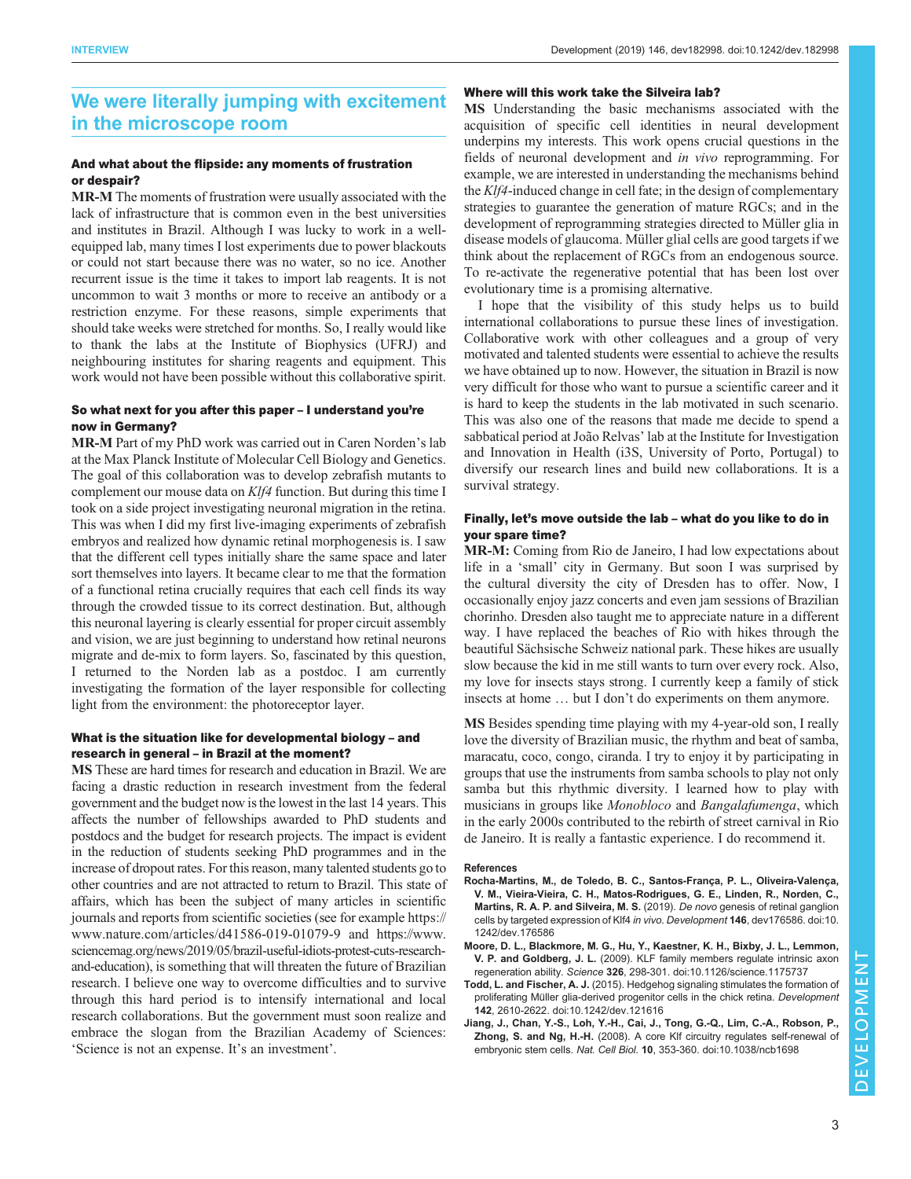## We were literally jumping with excitement in the microscope room

### And what about the flipside: any moments of frustration or despair?

**MR-M** The moments of frustration were usually associated with the lack of infrastructure that is common even in the best universities and institutes in Brazil. Although I was lucky to work in a well-equipped lab, many times I lost experiments due to power blackouts or could not start because there was no water, so no ice. Another recurrent issue is the time it takes to import lab reagents. It is not uncommon to wait 3 months or more to receive an antibody or a restriction enzyme. For these reasons, simple experiments that should take weeks were stretched for months. So, I really would like to thank the labs at the Institute of Biophysics (UFRJ) and neighbouring institutes for sharing reagents and equipment. This work would not have been possible without this collaborative spirit.

### So what next for you after this paper – I understand you're now in Germany?

**MR-M** Part of my PhD work was carried out in Caren Norden's lab at the Max Planck Institute of Molecular Cell Biology and Genetics. The goal of this collaboration was to develop zebrafish mutants to complement our mouse data on *Klf4* function. But during this time I took on a side project investigating neuronal migration in the retina. This was when I did my first live-imaging experiments of zebrafish embryos and realized how dynamic retinal morphogenesis is. I saw that the different cell types initially share the same space and later sort themselves into layers. It became clear to me that the formation of a functional retina crucially requires that each cell finds its way through the crowded tissue to its correct destination. But, although this neuronal layering is clearly essential for proper circuit assembly and vision, we are just beginning to understand how retinal neurons migrate and de-mix to form layers. So, fascinated by this question, I returned to the Norden lab as a postdoc. I am currently investigating the formation of the layer responsible for collecting light from the environment: the photoreceptor layer.

### What is the situation like for developmental biology – and research in general – in Brazil at the moment?

**MS** These are hard times for research and education in Brazil. We are facing a drastic reduction in research investment from the federal government and the budget now is the lowest in the last 14 years. This affects the number of fellowships awarded to PhD students and postdocs and the budget for research projects. The impact is evident in the reduction of students seeking PhD programmes and in the increase of dropout rates. For this reason, many talented students go to other countries and are not attracted to return to Brazil. This state of affairs, which has been the subject of many articles in scientific journals and reports from scientific societies (see for example https://www.nature.com/articles/d41586-019-01079-9 and https://www.sciencemag.org/news/2019/05/brazil-useful-idiots-protest-cuts-research-and-education), is something that will threaten the future of Brazilian research. I believe one way to overcome difficulties and to survive through this hard period is to intensify international and local research collaborations. But the government must soon realize and embrace the slogan from the Brazilian Academy of Sciences: 'Science is not an expense. It's an investment'.

### Where will this work take the Silveira lab?

**MS** Understanding the basic mechanisms associated with the acquisition of specific cell identities in neural development underpins my interests. This work opens crucial questions in the fields of neuronal development and *in vivo* reprogramming. For example, we are interested in understanding the mechanisms behind the *Klf4*-induced change in cell fate; in the design of complementary strategies to guarantee the generation of mature RGCs; and in the development of reprogramming strategies directed to Müller glia in disease models of glaucoma. Müller glial cells are good targets if we think about the replacement of RGCs from an endogenous source. To re-activate the regenerative potential that has been lost over evolutionary time is a promising alternative.

I hope that the visibility of this study helps us to build international collaborations to pursue these lines of investigation. Collaborative work with other colleagues and a group of very motivated and talented students were essential to achieve the results we have obtained up to now. However, the situation in Brazil is now very difficult for those who want to pursue a scientific career and it is hard to keep the students in the lab motivated in such scenario. This was also one of the reasons that made me decide to spend a sabbatical period at João Relvas' lab at the Institute for Investigation and Innovation in Health (i3S, University of Porto, Portugal) to diversify our research lines and build new collaborations. It is a survival strategy.

### Finally, let's move outside the lab – what do you like to do in your spare time?

**MR-M:** Coming from Rio de Janeiro, I had low expectations about life in a 'small' city in Germany. But soon I was surprised by the cultural diversity the city of Dresden has to offer. Now, I occasionally enjoy jazz concerts and even jam sessions of Brazilian chorinho. Dresden also taught me to appreciate nature in a different way. I have replaced the beaches of Rio with hikes through the beautiful Sächsische Schweiz national park. These hikes are usually slow because the kid in me still wants to turn over every rock. Also, my love for insects stays strong. I currently keep a family of stick insects at home … but I don't do experiments on them anymore.

**MS** Besides spending time playing with my 4-year-old son, I really love the diversity of Brazilian music, the rhythm and beat of samba, maracatu, coco, congo, ciranda. I try to enjoy it by participating in groups that use the instruments from samba schools to play not only samba but this rhythmic diversity. I learned how to play with musicians in groups like *Monobloco* and *Bangalafumenga*, which in the early 2000s contributed to the rebirth of street carnival in Rio de Janeiro. It is really a fantastic experience. I do recommend it.

#### References

**Rocha-Martins, M., de Toledo, B. C., Santos-França, P. L., Oliveira-Valença, V. M., Vieira-Vieira, C. H., Matos-Rodrigues, G. E., Linden, R., Norden, C., Martins, R. A. P. and Silveira, M. S.** (2019). *De novo* genesis of retinal ganglion cells by targeted expression of Klf4 *in vivo*. *Development* **146**, dev176586. doi:10.1242/dev.176586

**Moore, D. L., Blackmore, M. G., Hu, Y., Kaestner, K. H., Bixby, J. L., Lemmon, V. P. and Goldberg, J. L.** (2009). KLF family members regulate intrinsic axon regeneration ability. *Science* **326**, 298-301. doi:10.1126/science.1175737

**Todd, L. and Fischer, A. J.** (2015). Hedgehog signaling stimulates the formation of proliferating Müller glia-derived progenitor cells in the chick retina. *Development* **142**, 2610-2622. doi:10.1242/dev.121616

**Jiang, J., Chan, Y.-S., Loh, Y.-H., Cai, J., Tong, G.-Q., Lim, C.-A., Robson, P., Zhong, S. and Ng, H.-H.** (2008). A core Klf circuitry regulates self-renewal of embryonic stem cells. *Nat. Cell Biol.* **10**, 353-360. doi:10.1038/ncb1698